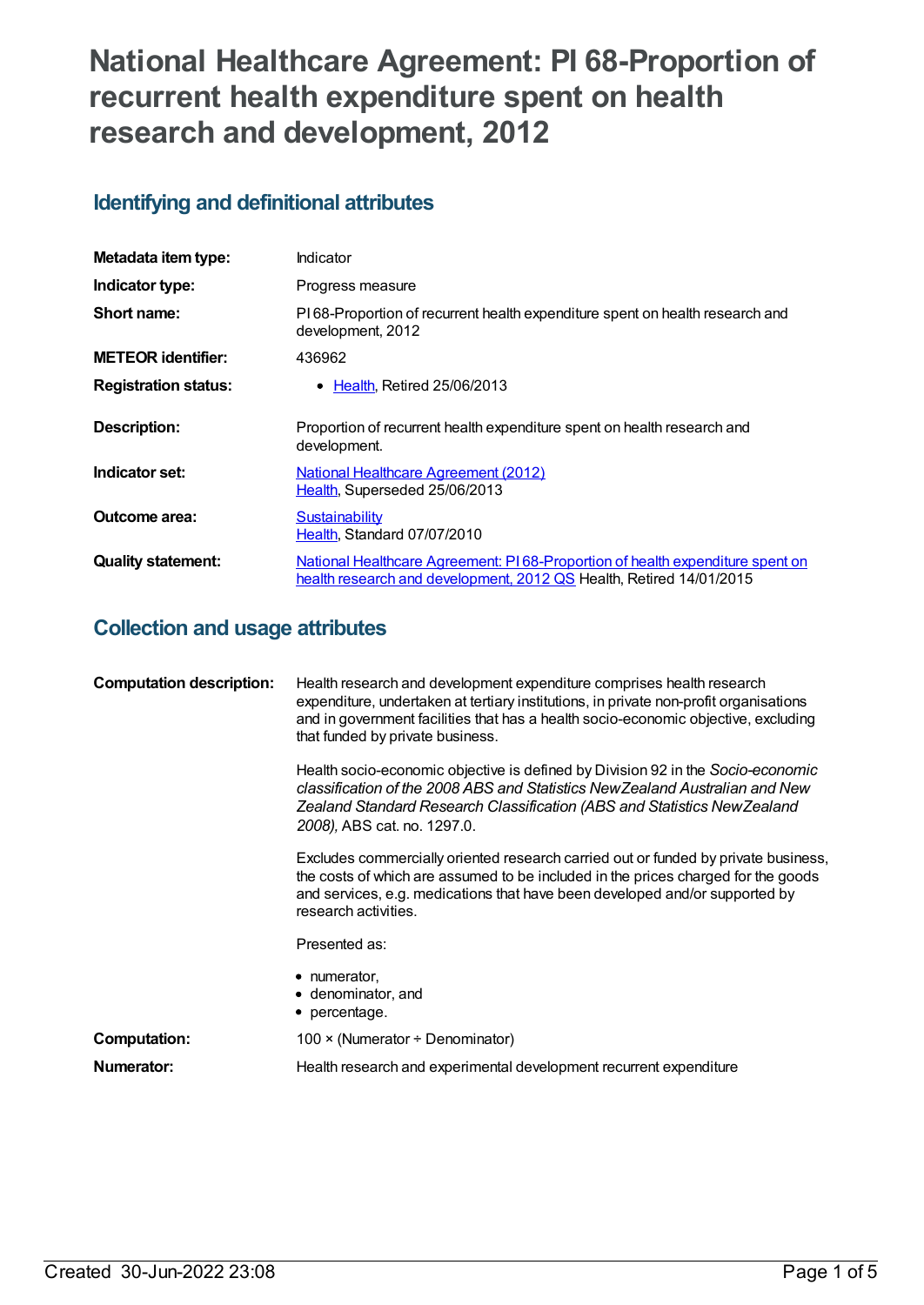# National Healthcare Agreement: PI 68-Proportion of recurrent health expenditure spent on health research and development, 2012

## Identifying and definitional attributes

| | |
|---|---|
| **Metadata item type:** | Indicator |
| **Indicator type:** | Progress measure |
| **Short name:** | PI 68-Proportion of recurrent health expenditure spent on health research and development, 2012 |
| **METEOR identifier:** | 436962 |
| **Registration status:** | • Health, Retired 25/06/2013 |
| **Description:** | Proportion of recurrent health expenditure spent on health research and development. |
| **Indicator set:** | National Healthcare Agreement (2012) Health, Superseded 25/06/2013 |
| **Outcome area:** | Sustainability Health, Standard 07/07/2010 |
| **Quality statement:** | National Healthcare Agreement: PI 68-Proportion of health expenditure spent on health research and development, 2012 QS Health, Retired 14/01/2015 |

## Collection and usage attributes

**Computation description:**

Health research and development expenditure comprises health research expenditure, undertaken at tertiary institutions, in private non-profit organisations and in government facilities that has a health socio-economic objective, excluding that funded by private business.

Health socio-economic objective is defined by Division 92 in the *Socio-economic classification of the 2008 ABS and Statistics NewZealand Australian and New Zealand Standard Research Classification (ABS and Statistics NewZealand 2008),* ABS cat. no. 1297.0.

Excludes commercially oriented research carried out or funded by private business, the costs of which are assumed to be included in the prices charged for the goods and services, e.g. medications that have been developed and/or supported by research activities.

Presented as:

- numerator,
- denominator, and
- percentage.

**Computation:** 100 × (Numerator ÷ Denominator)

**Numerator:** Health research and experimental development recurrent expenditure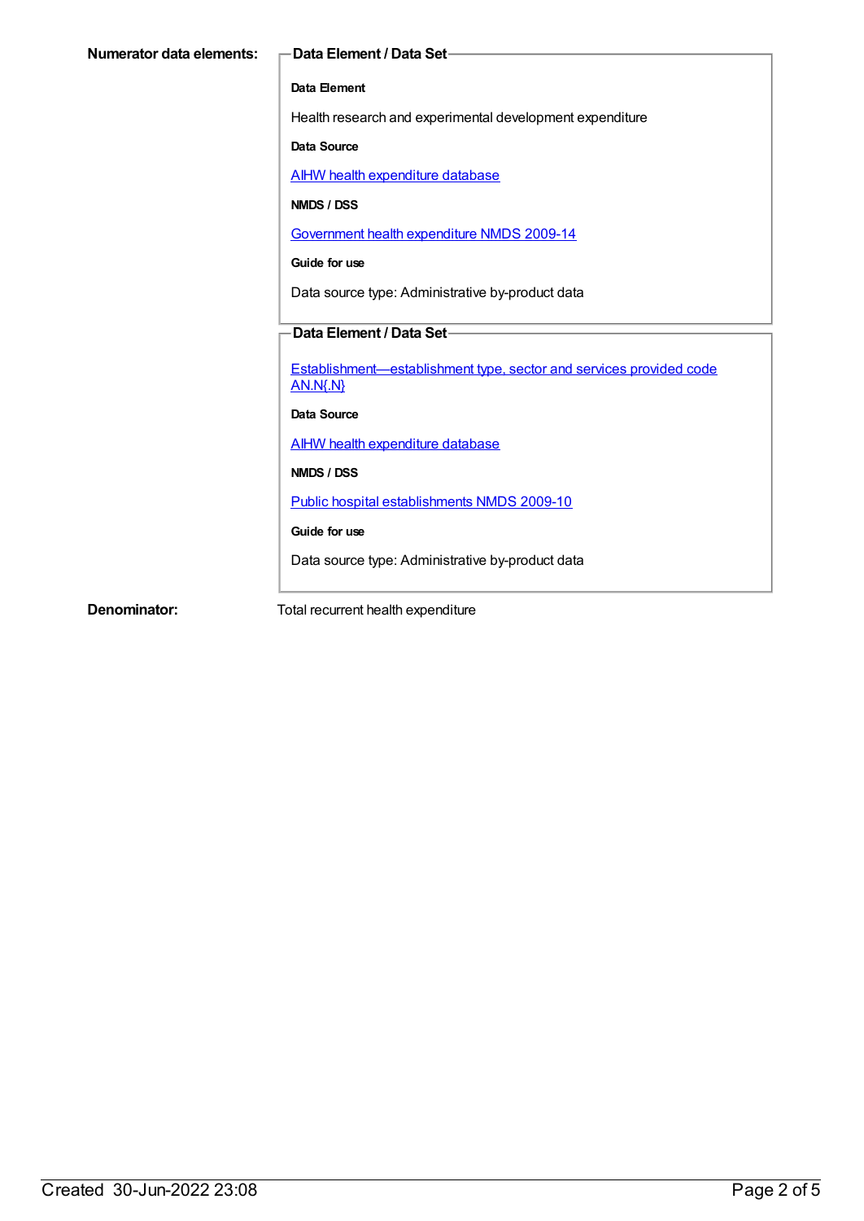**Numerator data elements:**

**Data Element / Data Set**

**Data Element**

Health research and experimental development expenditure

**Data Source**

AIHW health expenditure database

**NMDS / DSS**

Government health expenditure NMDS 2009-14

**Guide for use**

Data source type: Administrative by-product data

**Data Element / Data Set**

Establishment—establishment type, sector and services provided code AN.N{.N}

**Data Source**

AIHW health expenditure database

**NMDS / DSS**

Public hospital establishments NMDS 2009-10

**Guide for use**

Data source type: Administrative by-product data

**Denominator:** Total recurrent health expenditure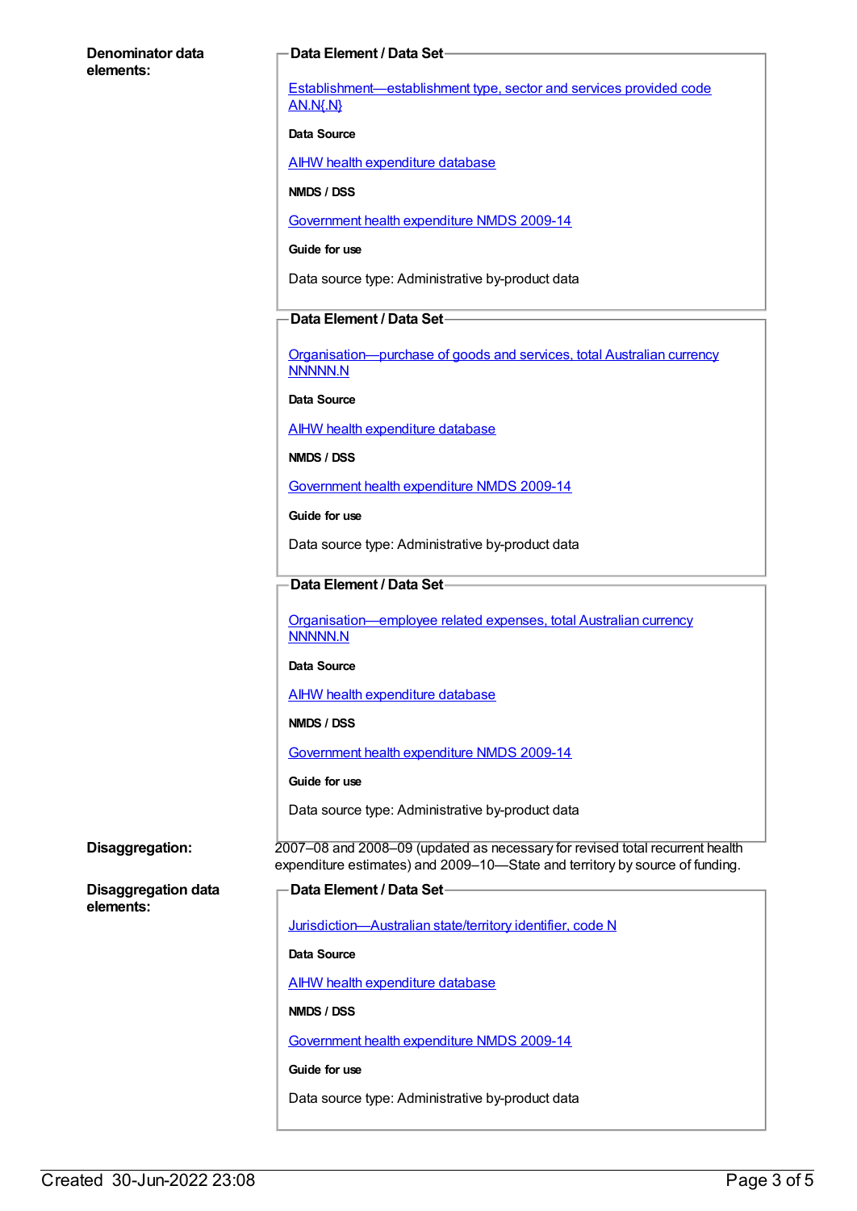**Denominator data elements:**

**Data Element / Data Set**

Establishment—establishment type, sector and services provided code AN.N{.N}

**Data Source**

AIHW health expenditure database

**NMDS / DSS**

Government health expenditure NMDS 2009-14

**Guide for use**

Data source type: Administrative by-product data

**Data Element / Data Set**

Organisation—purchase of goods and services, total Australian currency NNNNN.N

**Data Source**

AIHW health expenditure database

**NMDS / DSS**

Government health expenditure NMDS 2009-14

**Guide for use**

Data source type: Administrative by-product data

**Data Element / Data Set**

Organisation—employee related expenses, total Australian currency NNNNN.N

**Data Source**

AIHW health expenditure database

**NMDS / DSS**

Government health expenditure NMDS 2009-14

**Guide for use**

Data source type: Administrative by-product data

**Disaggregation:**

2007–08 and 2008–09 (updated as necessary for revised total recurrent health expenditure estimates) and 2009–10—State and territory by source of funding.

**Disaggregation data elements:**

**Data Element / Data Set**

Jurisdiction—Australian state/territory identifier, code N

**Data Source**

AIHW health expenditure database

**NMDS / DSS**

Government health expenditure NMDS 2009-14

**Guide for use**

Data source type: Administrative by-product data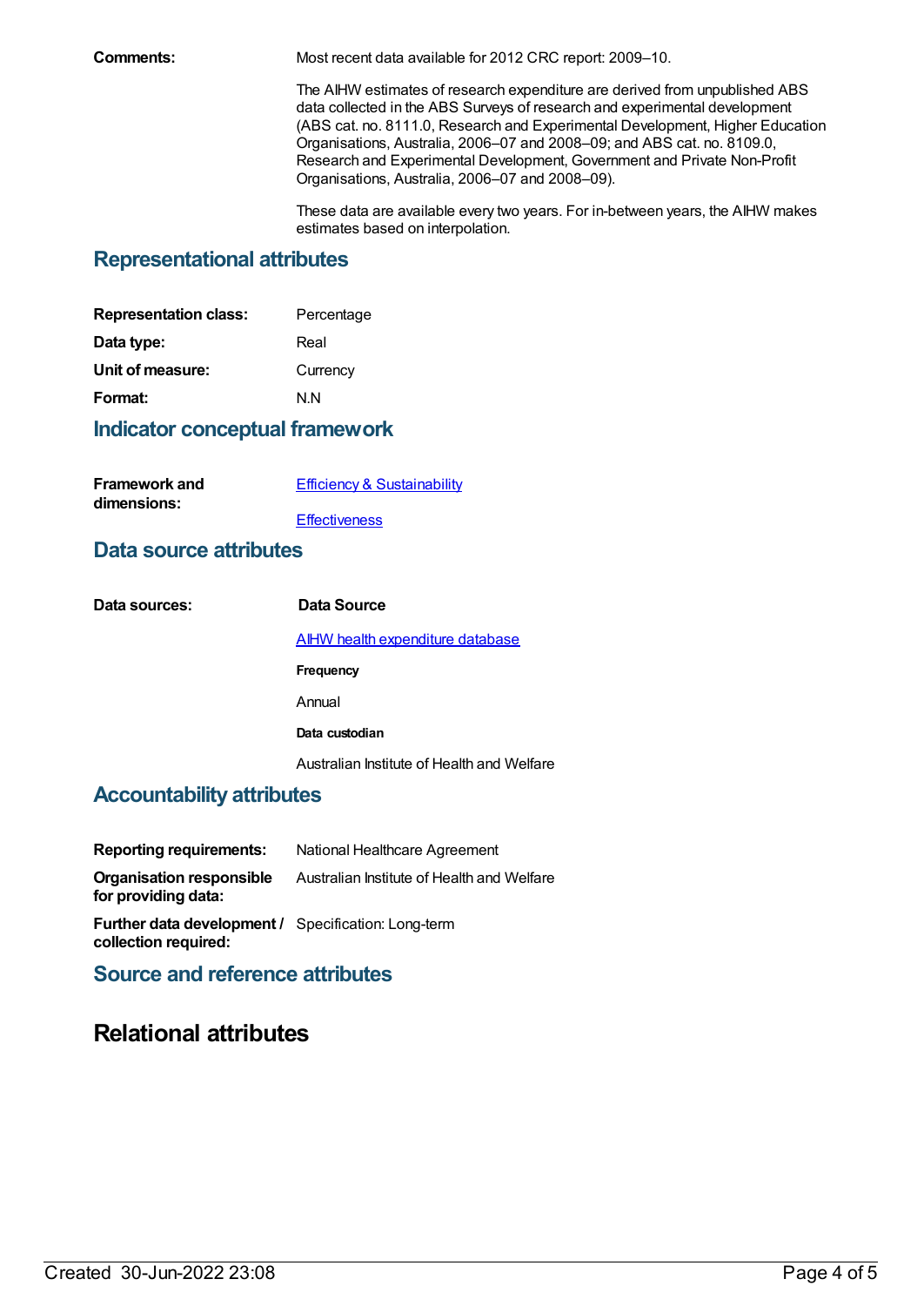**Comments:** Most recent data available for 2012 CRC report: 2009–10.

The AIHW estimates of research expenditure are derived from unpublished ABS data collected in the ABS Surveys of research and experimental development (ABS cat. no. 8111.0, Research and Experimental Development, Higher Education Organisations, Australia, 2006–07 and 2008–09; and ABS cat. no. 8109.0, Research and Experimental Development, Government and Private Non-Profit Organisations, Australia, 2006–07 and 2008–09).

These data are available every two years. For in-between years, the AIHW makes estimates based on interpolation.

## Representational attributes

**Representation class:** Percentage

**Data type:** Real

**Unit of measure:** Currency

**Format:** N.N

## Indicator conceptual framework

**Framework and dimensions:**

Efficiency & Sustainability

Effectiveness

## Data source attributes

**Data sources:**

**Data Source**

AIHW health expenditure database

**Frequency**

Annual

**Data custodian**

Australian Institute of Health and Welfare

## Accountability attributes

**Reporting requirements:** National Healthcare Agreement

**Organisation responsible for providing data:** Australian Institute of Health and Welfare

**Further data development / collection required:** Specification: Long-term

## Source and reference attributes

# Relational attributes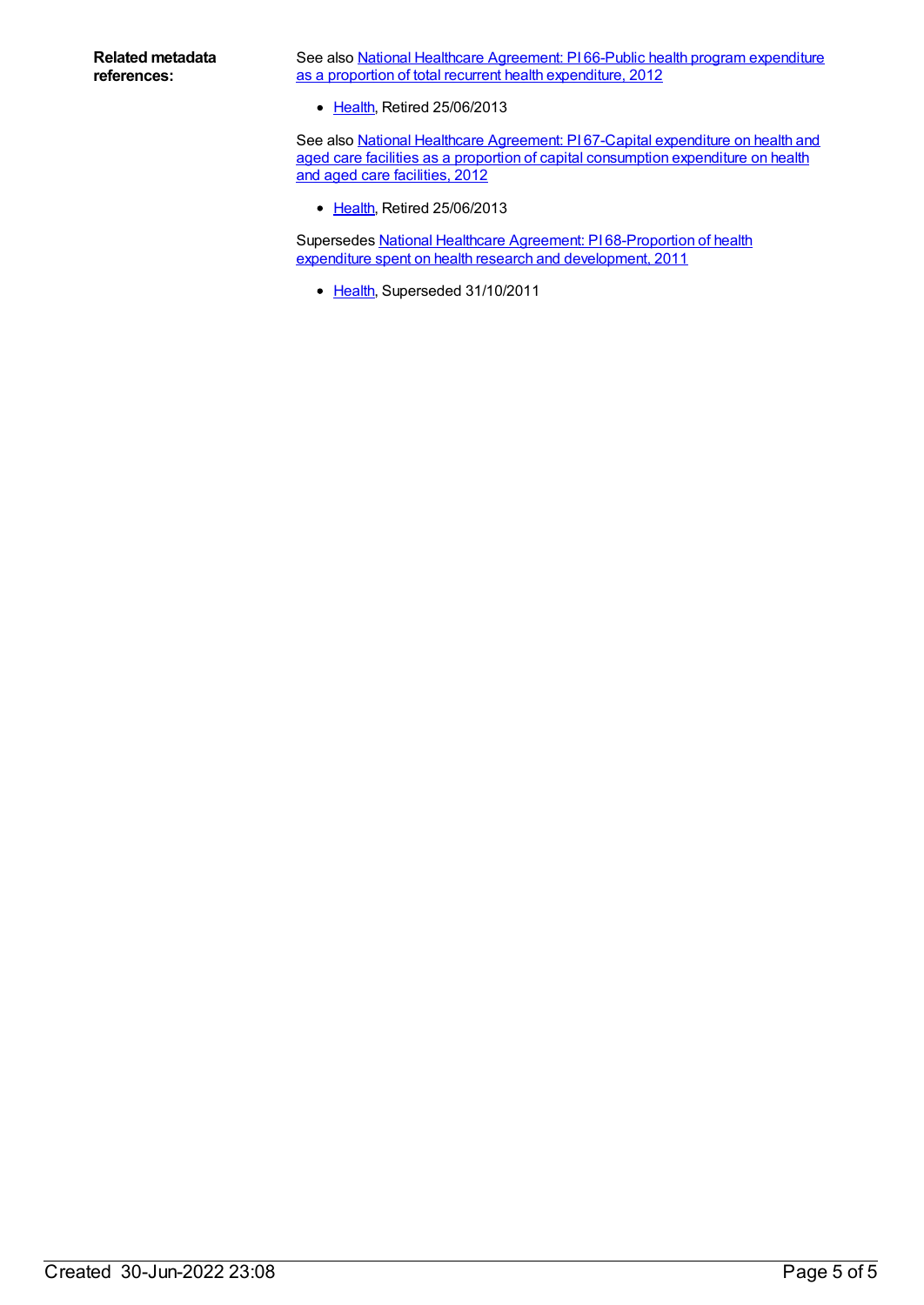**Related metadata references:**

See also National Healthcare Agreement: PI 66-Public health program expenditure as a proportion of total recurrent health expenditure, 2012

- Health, Retired 25/06/2013

See also National Healthcare Agreement: PI 67-Capital expenditure on health and aged care facilities as a proportion of capital consumption expenditure on health and aged care facilities, 2012

- Health, Retired 25/06/2013

Supersedes National Healthcare Agreement: PI 68-Proportion of health expenditure spent on health research and development, 2011

- Health, Superseded 31/10/2011